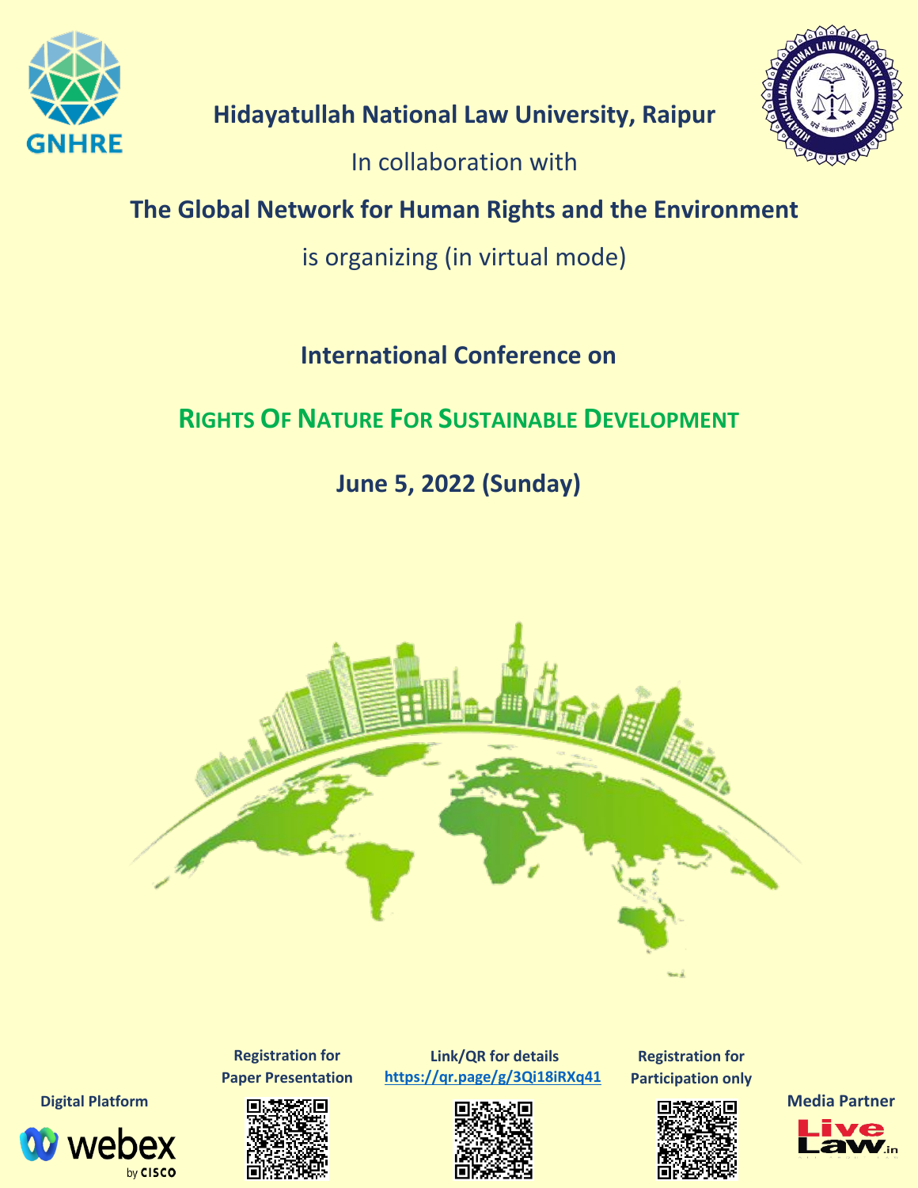**Hidayatullah National Law University, Raipur**

In collaboration with

**The Global Network for Human Rights and the Environment**

is organizing (in virtual mode)

## International Conference on

# RIGHTS OF NATURE FOR SUSTAINABLE DEVELOPMENT

**June 5, 2022 (Sunday)**

**Registration for Paper Presentation**

**Link/QR for details** https://qr.page/g/3Qi18iRXq41

**Registration for Participation only**

**Digital Platform** webex by CISCO

**Media Partner** LiveLaw.in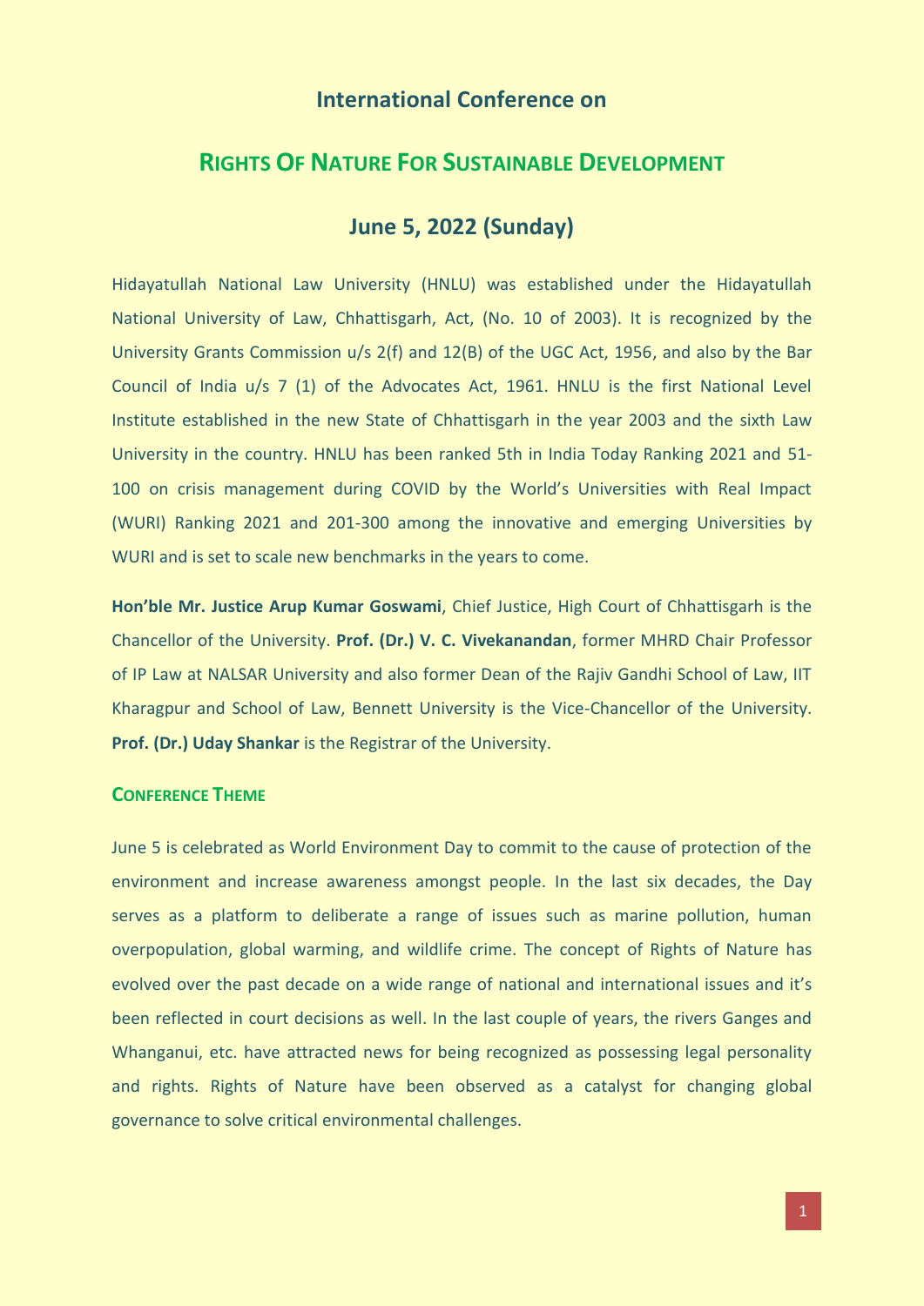## International Conference on

# Rights Of Nature For Sustainable Development

## June 5, 2022 (Sunday)

Hidayatullah National Law University (HNLU) was established under the Hidayatullah National University of Law, Chhattisgarh, Act, (No. 10 of 2003). It is recognized by the University Grants Commission u/s 2(f) and 12(B) of the UGC Act, 1956, and also by the Bar Council of India u/s 7 (1) of the Advocates Act, 1961. HNLU is the first National Level Institute established in the new State of Chhattisgarh in the year 2003 and the sixth Law University in the country. HNLU has been ranked 5th in India Today Ranking 2021 and 51-100 on crisis management during COVID by the World's Universities with Real Impact (WURI) Ranking 2021 and 201-300 among the innovative and emerging Universities by WURI and is set to scale new benchmarks in the years to come.

**Hon'ble Mr. Justice Arup Kumar Goswami**, Chief Justice, High Court of Chhattisgarh is the Chancellor of the University. **Prof. (Dr.) V. C. Vivekanandan**, former MHRD Chair Professor of IP Law at NALSAR University and also former Dean of the Rajiv Gandhi School of Law, IIT Kharagpur and School of Law, Bennett University is the Vice-Chancellor of the University. **Prof. (Dr.) Uday Shankar** is the Registrar of the University.

### Conference Theme

June 5 is celebrated as World Environment Day to commit to the cause of protection of the environment and increase awareness amongst people. In the last six decades, the Day serves as a platform to deliberate a range of issues such as marine pollution, human overpopulation, global warming, and wildlife crime. The concept of Rights of Nature has evolved over the past decade on a wide range of national and international issues and it's been reflected in court decisions as well. In the last couple of years, the rivers Ganges and Whanganui, etc. have attracted news for being recognized as possessing legal personality and rights. Rights of Nature have been observed as a catalyst for changing global governance to solve critical environmental challenges.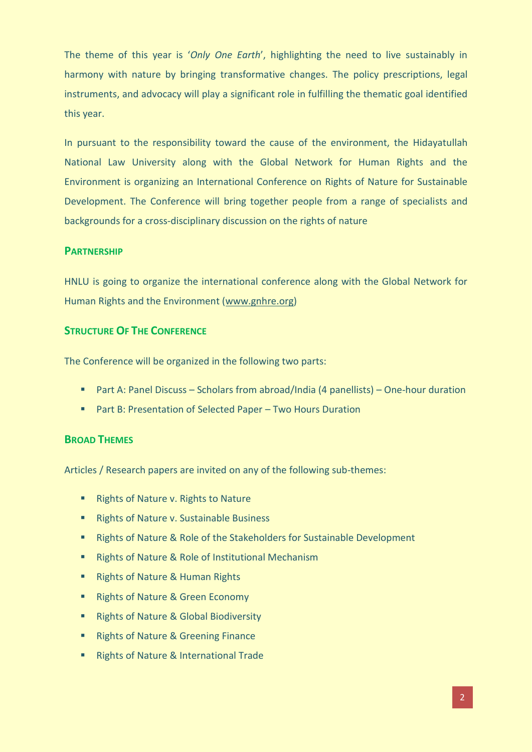The theme of this year is '*Only One Earth*', highlighting the need to live sustainably in harmony with nature by bringing transformative changes. The policy prescriptions, legal instruments, and advocacy will play a significant role in fulfilling the thematic goal identified this year.

In pursuant to the responsibility toward the cause of the environment, the Hidayatullah National Law University along with the Global Network for Human Rights and the Environment is organizing an International Conference on Rights of Nature for Sustainable Development. The Conference will bring together people from a range of specialists and backgrounds for a cross-disciplinary discussion on the rights of nature

## Partnership

HNLU is going to organize the international conference along with the Global Network for Human Rights and the Environment (www.gnhre.org)

## Structure Of The Conference

The Conference will be organized in the following two parts:

- Part A: Panel Discuss – Scholars from abroad/India (4 panellists) – One-hour duration
- Part B: Presentation of Selected Paper – Two Hours Duration

## Broad Themes

Articles / Research papers are invited on any of the following sub-themes:

- Rights of Nature v. Rights to Nature
- Rights of Nature v. Sustainable Business
- Rights of Nature & Role of the Stakeholders for Sustainable Development
- Rights of Nature & Role of Institutional Mechanism
- Rights of Nature & Human Rights
- Rights of Nature & Green Economy
- Rights of Nature & Global Biodiversity
- Rights of Nature & Greening Finance
- Rights of Nature & International Trade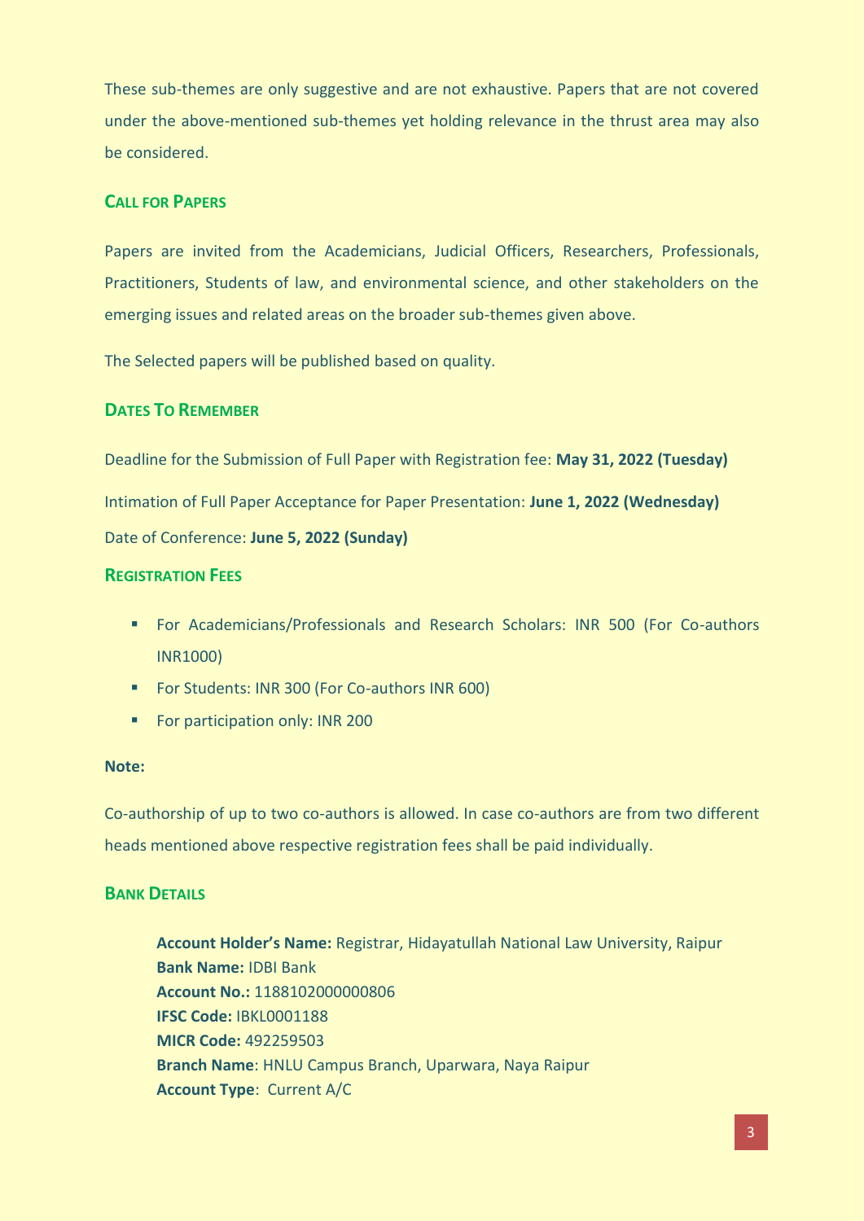These sub-themes are only suggestive and are not exhaustive. Papers that are not covered under the above-mentioned sub-themes yet holding relevance in the thrust area may also be considered.

## Call for Papers

Papers are invited from the Academicians, Judicial Officers, Researchers, Professionals, Practitioners, Students of law, and environmental science, and other stakeholders on the emerging issues and related areas on the broader sub-themes given above.

The Selected papers will be published based on quality.

## Dates To Remember

Deadline for the Submission of Full Paper with Registration fee: **May 31, 2022 (Tuesday)**

Intimation of Full Paper Acceptance for Paper Presentation: **June 1, 2022 (Wednesday)**

Date of Conference: **June 5, 2022 (Sunday)**

## Registration Fees

- For Academicians/Professionals and Research Scholars: INR 500 (For Co-authors INR1000)
- For Students: INR 300 (For Co-authors INR 600)
- For participation only: INR 200

**Note:**

Co-authorship of up to two co-authors is allowed. In case co-authors are from two different heads mentioned above respective registration fees shall be paid individually.

## Bank Details

**Account Holder's Name:** Registrar, Hidayatullah National Law University, Raipur
**Bank Name:** IDBI Bank
**Account No.:** 1188102000000806
**IFSC Code:** IBKL0001188
**MICR Code:** 492259503
**Branch Name**: HNLU Campus Branch, Uparwara, Naya Raipur
**Account Type**: Current A/C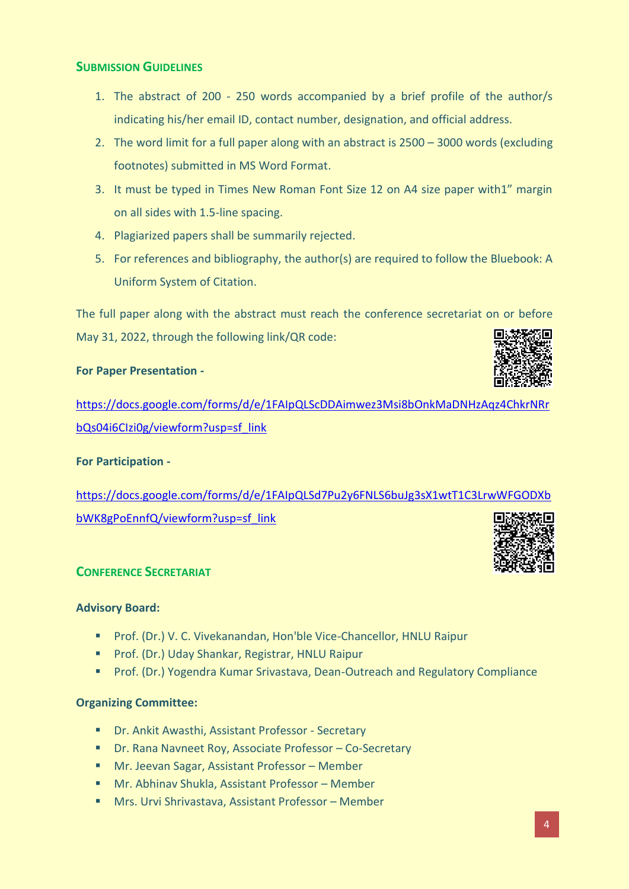## Submission Guidelines

1. The abstract of 200 - 250 words accompanied by a brief profile of the author/s indicating his/her email ID, contact number, designation, and official address.
2. The word limit for a full paper along with an abstract is 2500 – 3000 words (excluding footnotes) submitted in MS Word Format.
3. It must be typed in Times New Roman Font Size 12 on A4 size paper with1" margin on all sides with 1.5-line spacing.
4. Plagiarized papers shall be summarily rejected.
5. For references and bibliography, the author(s) are required to follow the Bluebook: A Uniform System of Citation.

The full paper along with the abstract must reach the conference secretariat on or before May 31, 2022, through the following link/QR code:

**For Paper Presentation -**

https://docs.google.com/forms/d/e/1FAIpQLScDDAimwez3Msi8bOnkMaDNHzAqz4ChkrNRrbQs04i6CIzi0g/viewform?usp=sf_link

**For Participation -**

https://docs.google.com/forms/d/e/1FAIpQLSd7Pu2y6FNLS6buJg3sX1wtT1C3LrwWFGODXbbWK8gPoEnnfQ/viewform?usp=sf_link

## Conference Secretariat

**Advisory Board:**

- Prof. (Dr.) V. C. Vivekanandan, Hon'ble Vice-Chancellor, HNLU Raipur
- Prof. (Dr.) Uday Shankar, Registrar, HNLU Raipur
- Prof. (Dr.) Yogendra Kumar Srivastava, Dean-Outreach and Regulatory Compliance

**Organizing Committee:**

- Dr. Ankit Awasthi, Assistant Professor - Secretary
- Dr. Rana Navneet Roy, Associate Professor – Co-Secretary
- Mr. Jeevan Sagar, Assistant Professor – Member
- Mr. Abhinav Shukla, Assistant Professor – Member
- Mrs. Urvi Shrivastava, Assistant Professor – Member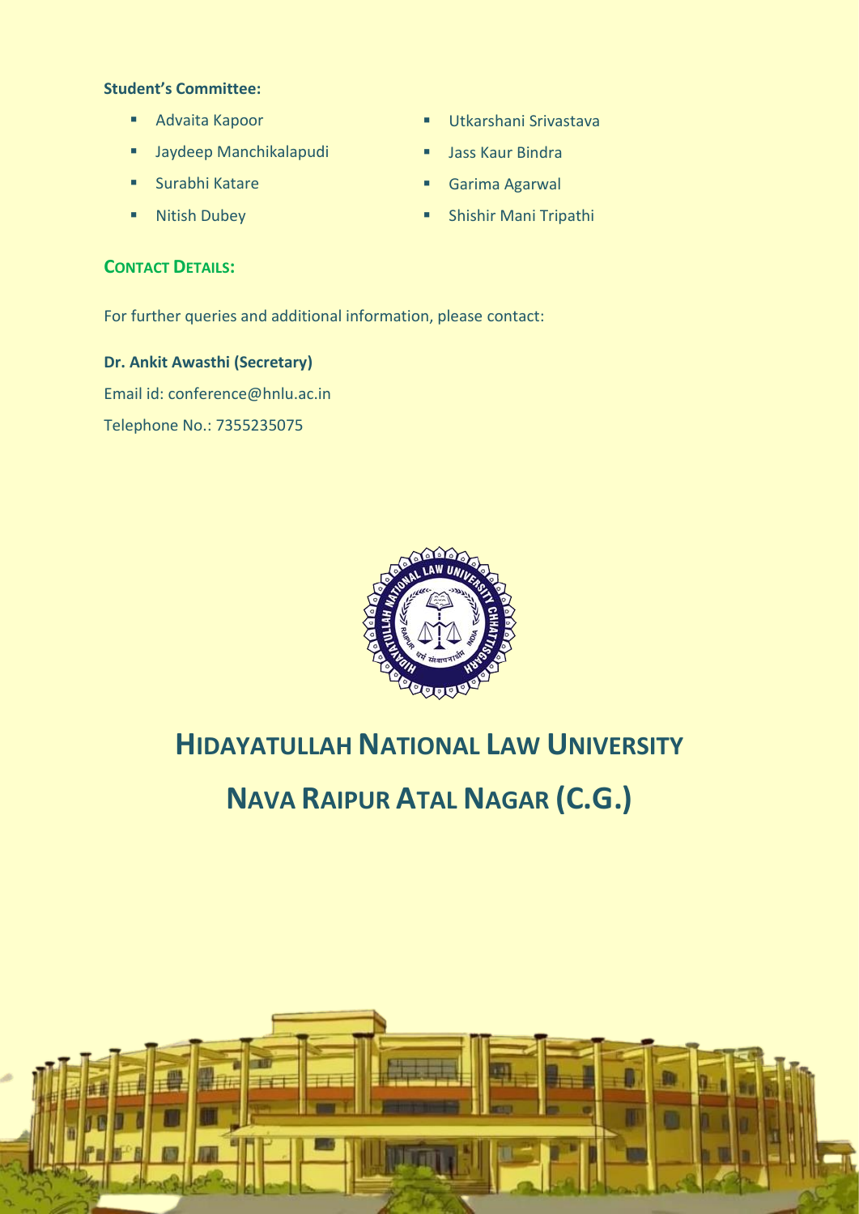**Student's Committee:**

- Advaita Kapoor
- Jaydeep Manchikalapudi
- Surabhi Katare
- Nitish Dubey
- Utkarshani Srivastava
- Jass Kaur Bindra
- Garima Agarwal
- Shishir Mani Tripathi

## CONTACT DETAILS:

For further queries and additional information, please contact:

**Dr. Ankit Awasthi (Secretary)**

Email id: conference@hnlu.ac.in

Telephone No.: 7355235075

# HIDAYATULLAH NATIONAL LAW UNIVERSITY

# NAVA RAIPUR ATAL NAGAR (C.G.)